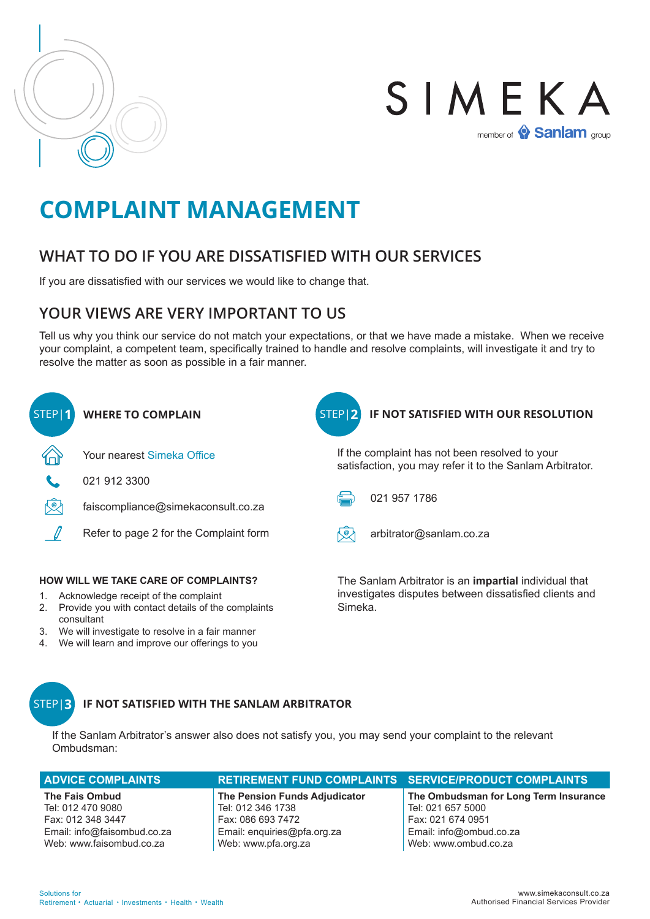# SIMEKA

member of Sanlam group

# COMPLAINT MANAGEMENT

## WHAT TO DO IF YOU ARE DISSATISFIED WITH OUR SERVICES

If you are dissatisfied with our services we would like to change that.

## YOUR VIEWS ARE VERY IMPORTANT TO US

Tell us why you think our service do not match your expectations, or that we have made a mistake. When we receive your complaint, a competent team, specifically trained to handle and resolve complaints, will investigate it and try to resolve the matter as soon as possible in a fair manner.

### STEP | 1 WHERE TO COMPLAIN

- Your nearest Simeka Office
- 021 912 3300
- faiscompliance@simekaconsult.co.za
- Refer to page 2 for the Complaint form

#### HOW WILL WE TAKE CARE OF COMPLAINTS?

1. Acknowledge receipt of the complaint
2. Provide you with contact details of the complaints consultant
3. We will investigate to resolve in a fair manner
4. We will learn and improve our offerings to you

### STEP | 2 IF NOT SATISFIED WITH OUR RESOLUTION

If the complaint has not been resolved to your satisfaction, you may refer it to the Sanlam Arbitrator.

- 021 957 1786
- arbitrator@sanlam.co.za

The Sanlam Arbitrator is an **impartial** individual that investigates disputes between dissatisfied clients and Simeka.

### STEP | 3 IF NOT SATISFIED WITH THE SANLAM ARBITRATOR

If the Sanlam Arbitrator's answer also does not satisfy you, you may send your complaint to the relevant Ombudsman:

| ADVICE COMPLAINTS | RETIREMENT FUND COMPLAINTS | SERVICE/PRODUCT COMPLAINTS |
|---|---|---|
| **The Fais Ombud**<br>Tel: 012 470 9080<br>Fax: 012 348 3447<br>Email: info@faisombud.co.za<br>Web: www.faisombud.co.za | **The Pension Funds Adjudicator**<br>Tel: 012 346 1738<br>Fax: 086 693 7472<br>Email: enquiries@pfa.org.za<br>Web: www.pfa.org.za | **The Ombudsman for Long Term Insurance**<br>Tel: 021 657 5000<br>Fax: 021 674 0951<br>Email: info@ombud.co.za<br>Web: www.ombud.co.za |

Solutions for
Retirement • Actuarial • Investments • Health • Wealth

www.simekaconsult.co.za
Authorised Financial Services Provider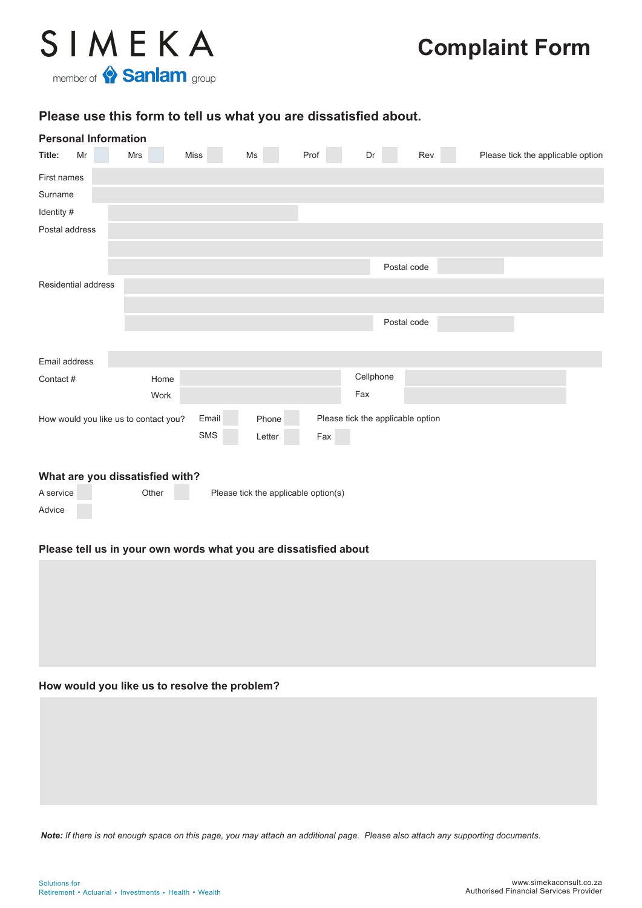SIMEKA

member of Sanlam group

# Complaint Form

## Please use this form to tell us what you are dissatisfied about.

### Personal Information

**Title:** Mr ☐ Mrs ☐ Miss ☐ Ms ☐ Prof ☐ Dr ☐ Rev ☐ Please tick the applicable option

First names

Surname

Identity #

Postal address

Postal code

Residential address

Postal code

Email address

Contact # Home Cellphone

Work Fax

How would you like us to contact you? Email ☐ Phone ☐ SMS ☐ Letter ☐ Fax ☐ Please tick the applicable option

### What are you dissatisfied with?

A service ☐ Other ☐ Advice ☐ Please tick the applicable option(s)

### Please tell us in your own words what you are dissatisfied about

### How would you like us to resolve the problem?

***Note:*** *If there is not enough space on this page, you may attach an additional page. Please also attach any supporting documents.*

Solutions for
Retirement • Actuarial • Investments • Health • Wealth

www.simekaconsult.co.za
Authorised Financial Services Provider